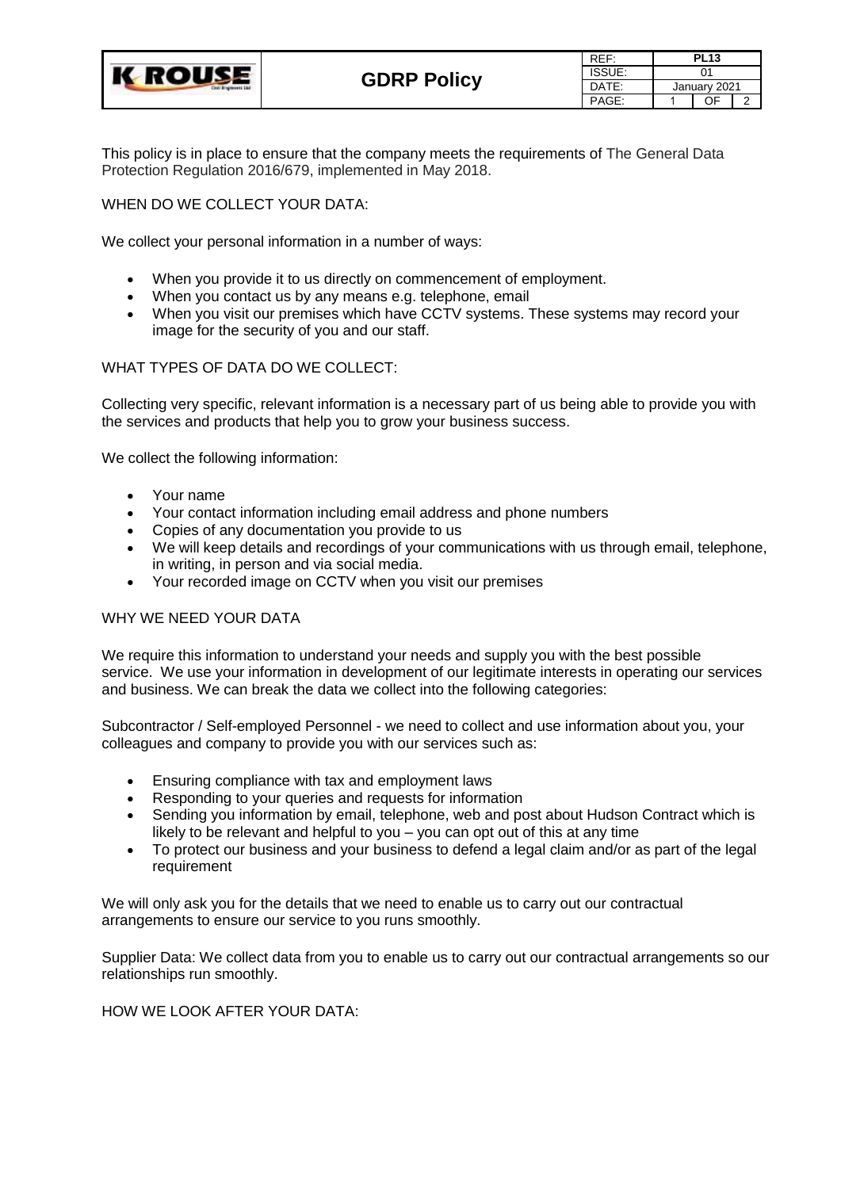| K ROUSE | GDRP Policy | REF: | PL13 | | |
|---|---|---|---|---|---|
| | | ISSUE: | 01 | | |
| | | DATE: | January 2021 | | |
| | | PAGE: | 1 | OF | 2 |

This policy is in place to ensure that the company meets the requirements of The General Data Protection Regulation 2016/679, implemented in May 2018.

WHEN DO WE COLLECT YOUR DATA:

We collect your personal information in a number of ways:

- When you provide it to us directly on commencement of employment.
- When you contact us by any means e.g. telephone, email
- When you visit our premises which have CCTV systems. These systems may record your image for the security of you and our staff.

WHAT TYPES OF DATA DO WE COLLECT:

Collecting very specific, relevant information is a necessary part of us being able to provide you with the services and products that help you to grow your business success.

We collect the following information:

- Your name
- Your contact information including email address and phone numbers
- Copies of any documentation you provide to us
- We will keep details and recordings of your communications with us through email, telephone, in writing, in person and via social media.
- Your recorded image on CCTV when you visit our premises

WHY WE NEED YOUR DATA

We require this information to understand your needs and supply you with the best possible service. We use your information in development of our legitimate interests in operating our services and business. We can break the data we collect into the following categories:

Subcontractor / Self-employed Personnel - we need to collect and use information about you, your colleagues and company to provide you with our services such as:

- Ensuring compliance with tax and employment laws
- Responding to your queries and requests for information
- Sending you information by email, telephone, web and post about Hudson Contract which is likely to be relevant and helpful to you – you can opt out of this at any time
- To protect our business and your business to defend a legal claim and/or as part of the legal requirement

We will only ask you for the details that we need to enable us to carry out our contractual arrangements to ensure our service to you runs smoothly.

Supplier Data: We collect data from you to enable us to carry out our contractual arrangements so our relationships run smoothly.

HOW WE LOOK AFTER YOUR DATA: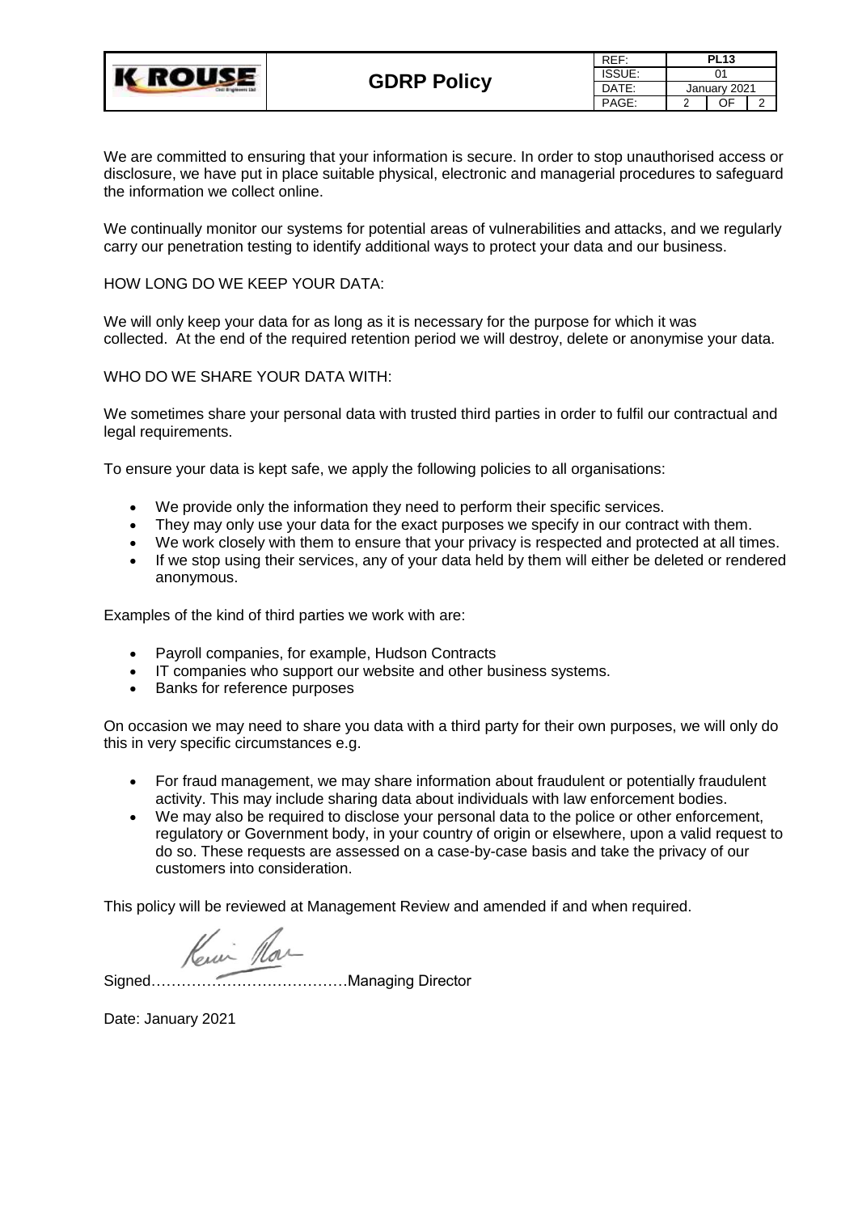We are committed to ensuring that your information is secure. In order to stop unauthorised access or disclosure, we have put in place suitable physical, electronic and managerial procedures to safeguard the information we collect online.

We continually monitor our systems for potential areas of vulnerabilities and attacks, and we regularly carry our penetration testing to identify additional ways to protect your data and our business.

HOW LONG DO WE KEEP YOUR DATA:

We will only keep your data for as long as it is necessary for the purpose for which it was collected. At the end of the required retention period we will destroy, delete or anonymise your data.

WHO DO WE SHARE YOUR DATA WITH:

We sometimes share your personal data with trusted third parties in order to fulfil our contractual and legal requirements.

To ensure your data is kept safe, we apply the following policies to all organisations:

- We provide only the information they need to perform their specific services.
- They may only use your data for the exact purposes we specify in our contract with them.
- We work closely with them to ensure that your privacy is respected and protected at all times.
- If we stop using their services, any of your data held by them will either be deleted or rendered anonymous.

Examples of the kind of third parties we work with are:

- Payroll companies, for example, Hudson Contracts
- IT companies who support our website and other business systems.
- Banks for reference purposes

On occasion we may need to share you data with a third party for their own purposes, we will only do this in very specific circumstances e.g.

- For fraud management, we may share information about fraudulent or potentially fraudulent activity. This may include sharing data about individuals with law enforcement bodies.
- We may also be required to disclose your personal data to the police or other enforcement, regulatory or Government body, in your country of origin or elsewhere, upon a valid request to do so. These requests are assessed on a case-by-case basis and take the privacy of our customers into consideration.

This policy will be reviewed at Management Review and amended if and when required.

Signed…………………………………Managing Director

Date: January 2021